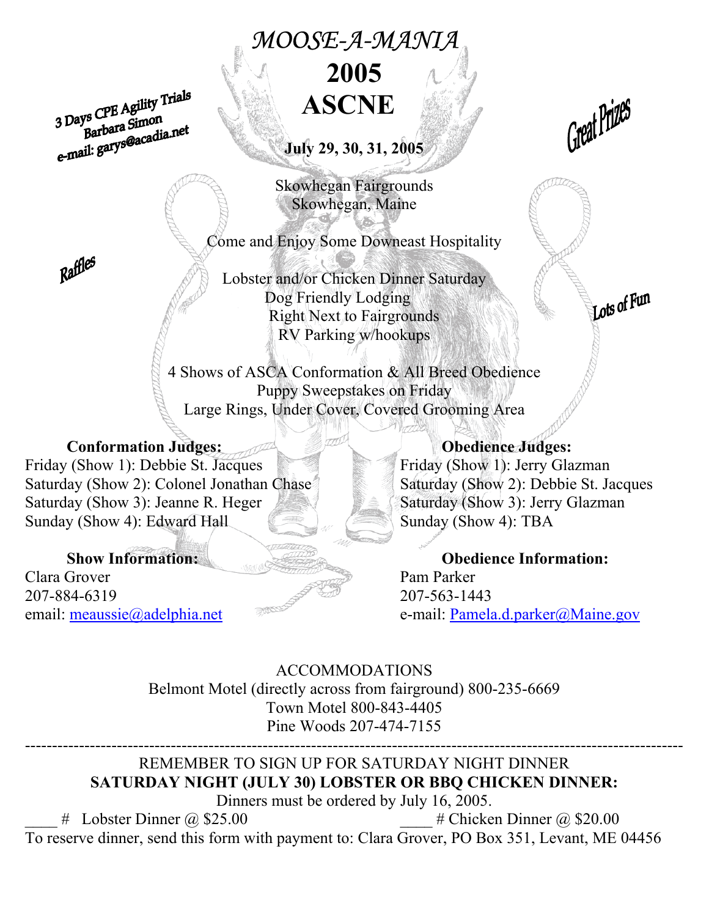# *MOOSE-A-MANIA*

# 2005

# ASCNE

3 Days CPE Agility Trials
Barbara Simon
e-mail: garys@acadia.net

Great Prizes

**July 29, 30, 31, 2005**

Skowhegan Fairgrounds
Skowhegan, Maine

Come and Enjoy Some Downeast Hospitality

Raffles

Lobster and/or Chicken Dinner Saturday
Dog Friendly Lodging
Right Next to Fairgrounds
RV Parking w/hookups

Lots of Fun

4 Shows of ASCA Conformation & All Breed Obedience
Puppy Sweepstakes on Friday
Large Rings, Under Cover, Covered Grooming Area

**Conformation Judges:**
Friday (Show 1): Debbie St. Jacques
Saturday (Show 2): Colonel Jonathan Chase
Saturday (Show 3): Jeanne R. Heger
Sunday (Show 4): Edward Hall

**Obedience Judges:**
Friday (Show 1): Jerry Glazman
Saturday (Show 2): Debbie St. Jacques
Saturday (Show 3): Jerry Glazman
Sunday (Show 4): TBA

**Show Information:**
Clara Grover
207-884-6319
email: meaussie@adelphia.net

**Obedience Information:**
Pam Parker
207-563-1443
e-mail: Pamela.d.parker@Maine.gov

ACCOMMODATIONS
Belmont Motel (directly across from fairground) 800-235-6669
Town Motel 800-843-4405
Pine Woods 207-474-7155

---

REMEMBER TO SIGN UP FOR SATURDAY NIGHT DINNER
**SATURDAY NIGHT (JULY 30) LOBSTER OR BBQ CHICKEN DINNER:**
Dinners must be ordered by July 16, 2005.

____ # Lobster Dinner @ $25.00 ____ # Chicken Dinner @ $20.00

To reserve dinner, send this form with payment to: Clara Grover, PO Box 351, Levant, ME 04456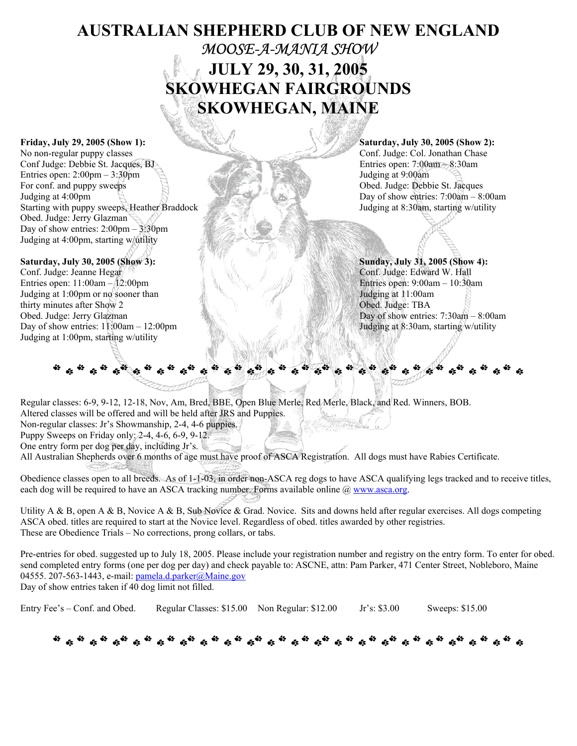# AUSTRALIAN SHEPHERD CLUB OF NEW ENGLAND

*MOOSE-A-MANIA SHOW*

## JULY 29, 30, 31, 2005
## SKOWHEGAN FAIRGROUNDS
## SKOWHEGAN, MAINE

**Friday, July 29, 2005 (Show 1):**
No non-regular puppy classes
Conf Judge: Debbie St. Jacques, BJ
Entries open: 2:00pm – 3:30pm
For conf. and puppy sweeps
Judging at 4:00pm
Starting with puppy sweeps, Heather Braddock
Obed. Judge: Jerry Glazman
Day of show entries: 2:00pm – 3:30pm
Judging at 4:00pm, starting w/utility

**Saturday, July 30, 2005 (Show 2):**
Conf. Judge: Col. Jonathan Chase
Entries open: 7:00am – 8:30am
Judging at 9:00am
Obed. Judge: Debbie St. Jacques
Day of show entries: 7:00am – 8:00am
Judging at 8:30am, starting w/utility

**Saturday, July 30, 2005 (Show 3):**
Conf. Judge: Jeanne Hegar
Entries open: 11:00am – 12:00pm
Judging at 1:00pm or no sooner than thirty minutes after Show 2
Obed. Judge: Jerry Glazman
Day of show entries: 11:00am – 12:00pm
Judging at 1:00pm, starting w/utility

**Sunday, July 31, 2005 (Show 4):**
Conf. Judge: Edward W. Hall
Entries open: 9:00am – 10:30am
Judging at 11:00am
Obed. Judge: TBA
Day of show entries: 7:30am – 8:00am
Judging at 8:30am, starting w/utility

Regular classes: 6-9, 9-12, 12-18, Nov, Am, Bred, BBE, Open Blue Merle, Red Merle, Black, and Red. Winners, BOB.
Altered classes will be offered and will be held after JRS and Puppies.
Non-regular classes: Jr's Showmanship, 2-4, 4-6 puppies.
Puppy Sweeps on Friday only: 2-4, 4-6, 6-9, 9-12.
One entry form per dog per day, including Jr's.
All Australian Shepherds over 6 months of age must have proof of ASCA Registration. All dogs must have Rabies Certificate.

Obedience classes open to all breeds. As of 1-1-03, in order non-ASCA reg dogs to have ASCA qualifying legs tracked and to receive titles, each dog will be required to have an ASCA tracking number. Forms available online @ www.asca.org.

Utility A & B, open A & B, Novice A & B, Sub Novice & Grad. Novice. Sits and downs held after regular exercises. All dogs competing ASCA obed. titles are required to start at the Novice level. Regardless of obed. titles awarded by other registries.
These are Obedience Trials – No corrections, prong collars, or tabs.

Pre-entries for obed. suggested up to July 18, 2005. Please include your registration number and registry on the entry form. To enter for obed. send completed entry forms (one per dog per day) and check payable to: ASCNE, attn: Pam Parker, 471 Center Street, Nobleboro, Maine 04555. 207-563-1443, e-mail: pamela.d.parker@Maine.gov
Day of show entries taken if 40 dog limit not filled.

Entry Fee's – Conf. and Obed. Regular Classes: $15.00 Non Regular: $12.00 Jr's: $3.00 Sweeps: $15.00